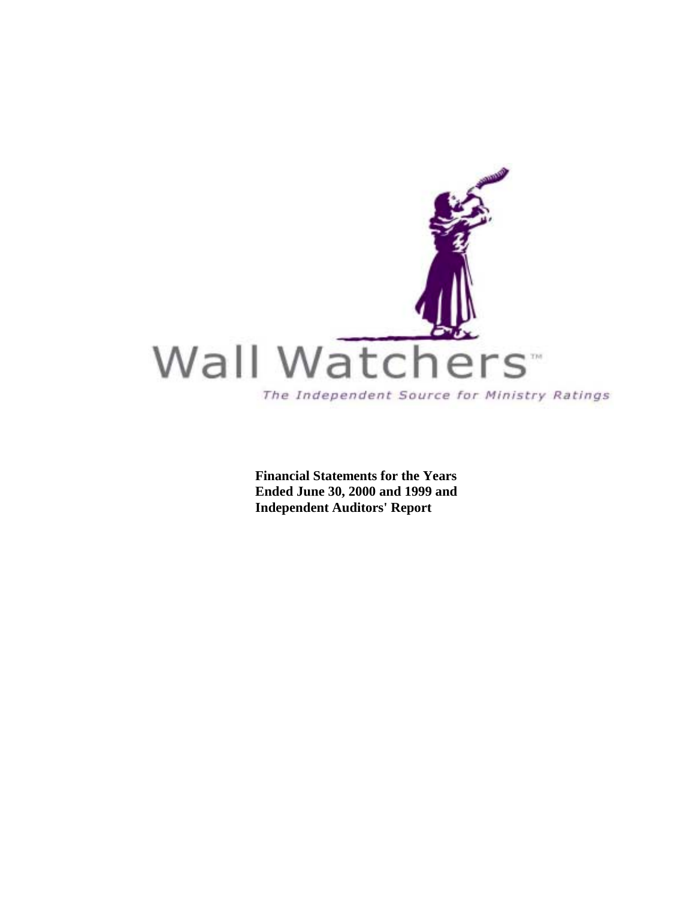Wall Watchers™

*The Independent Source for Ministry Ratings*

**Financial Statements for the Years Ended June 30, 2000 and 1999 and Independent Auditors' Report**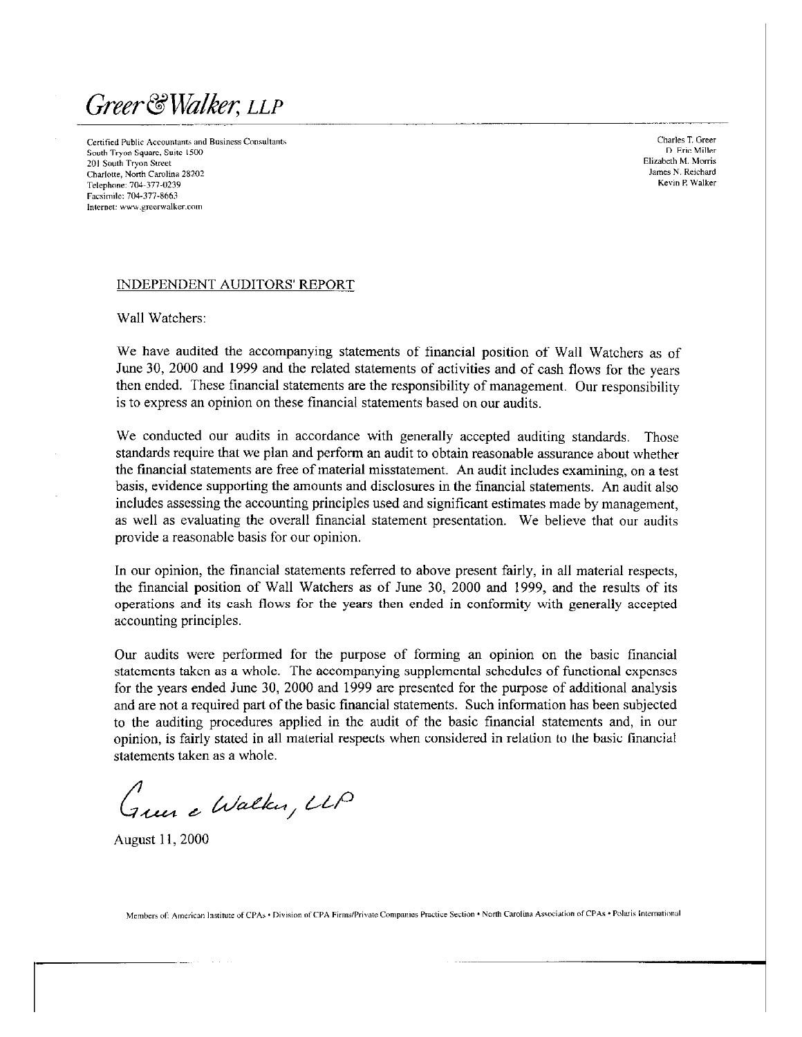# *Greer & Walker, LLP*

Certified Public Accountants and Business Consultants
South Tryon Square, Suite 1500
201 South Tryon Street
Charlotte, North Carolina 28202
Telephone: 704-377-0239
Facsimile: 704-377-8663
Internet: www.greerwalker.com

Charles T. Greer
D. Eric Miller
Elizabeth M. Morris
James N. Reichard
Kevin P. Walker

## INDEPENDENT AUDITORS' REPORT

Wall Watchers:

We have audited the accompanying statements of financial position of Wall Watchers as of June 30, 2000 and 1999 and the related statements of activities and of cash flows for the years then ended. These financial statements are the responsibility of management. Our responsibility is to express an opinion on these financial statements based on our audits.

We conducted our audits in accordance with generally accepted auditing standards. Those standards require that we plan and perform an audit to obtain reasonable assurance about whether the financial statements are free of material misstatement. An audit includes examining, on a test basis, evidence supporting the amounts and disclosures in the financial statements. An audit also includes assessing the accounting principles used and significant estimates made by management, as well as evaluating the overall financial statement presentation. We believe that our audits provide a reasonable basis for our opinion.

In our opinion, the financial statements referred to above present fairly, in all material respects, the financial position of Wall Watchers as of June 30, 2000 and 1999, and the results of its operations and its cash flows for the years then ended in conformity with generally accepted accounting principles.

Our audits were performed for the purpose of forming an opinion on the basic financial statements taken as a whole. The accompanying supplemental schedules of functional expenses for the years ended June 30, 2000 and 1999 are presented for the purpose of additional analysis and are not a required part of the basic financial statements. Such information has been subjected to the auditing procedures applied in the audit of the basic financial statements and, in our opinion, is fairly stated in all material respects when considered in relation to the basic financial statements taken as a whole.

*Greer & Walker, LLP*

August 11, 2000

Members of: American Institute of CPAs • Division of CPA Firms/Private Companies Practice Section • North Carolina Association of CPAs • Polaris International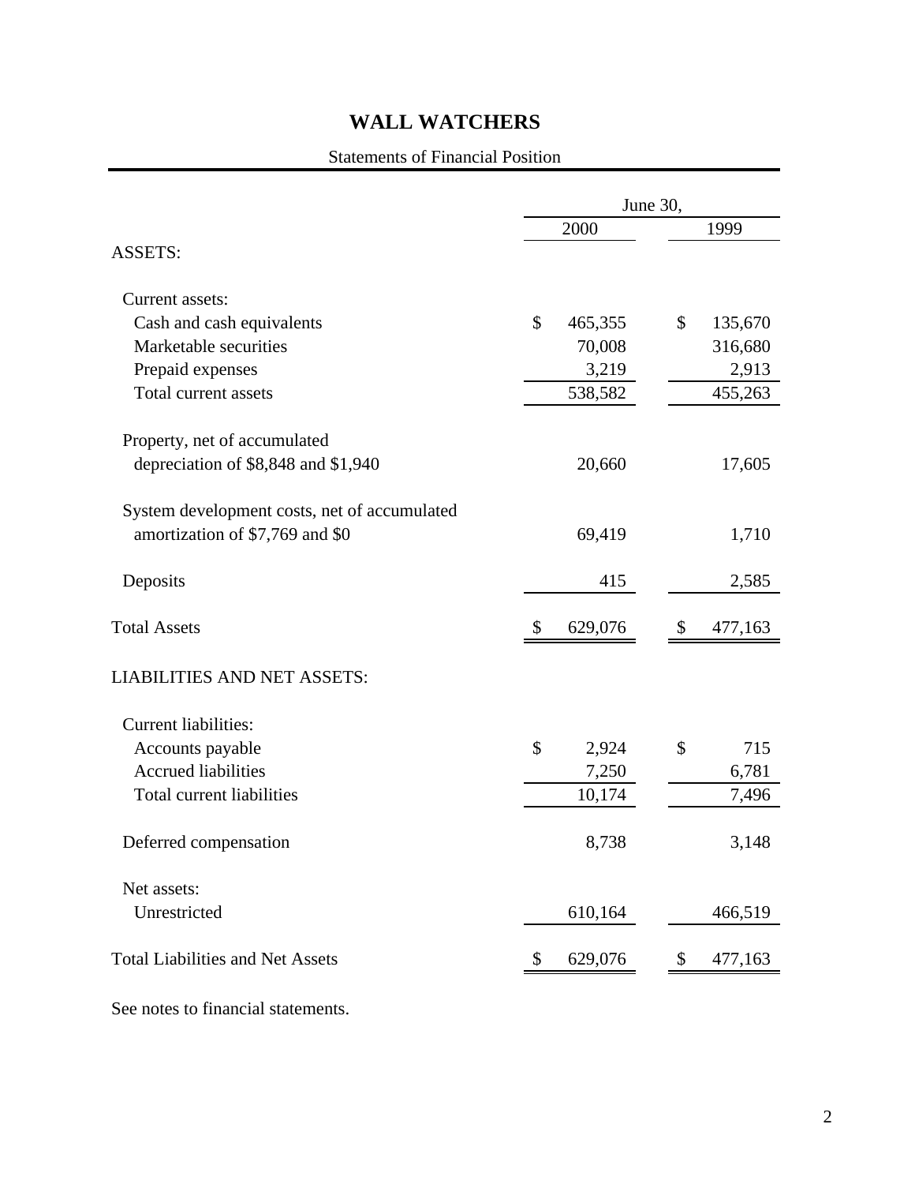# WALL WATCHERS

Statements of Financial Position

| | June 30, | |
|---|---|---|
| | 2000 | 1999 |
| ASSETS: | | |
| Current assets: | | |
| Cash and cash equivalents | $ 465,355 | $ 135,670 |
| Marketable securities | 70,008 | 316,680 |
| Prepaid expenses | 3,219 | 2,913 |
| Total current assets | 538,582 | 455,263 |
| Property, net of accumulated depreciation of $8,848 and $1,940 | 20,660 | 17,605 |
| System development costs, net of accumulated amortization of $7,769 and $0 | 69,419 | 1,710 |
| Deposits | 415 | 2,585 |
| Total Assets | $ 629,076 | $ 477,163 |
| LIABILITIES AND NET ASSETS: | | |
| Current liabilities: | | |
| Accounts payable | $ 2,924 | $ 715 |
| Accrued liabilities | 7,250 | 6,781 |
| Total current liabilities | 10,174 | 7,496 |
| Deferred compensation | 8,738 | 3,148 |
| Net assets: | | |
| Unrestricted | 610,164 | 466,519 |
| Total Liabilities and Net Assets | $ 629,076 | $ 477,163 |

See notes to financial statements.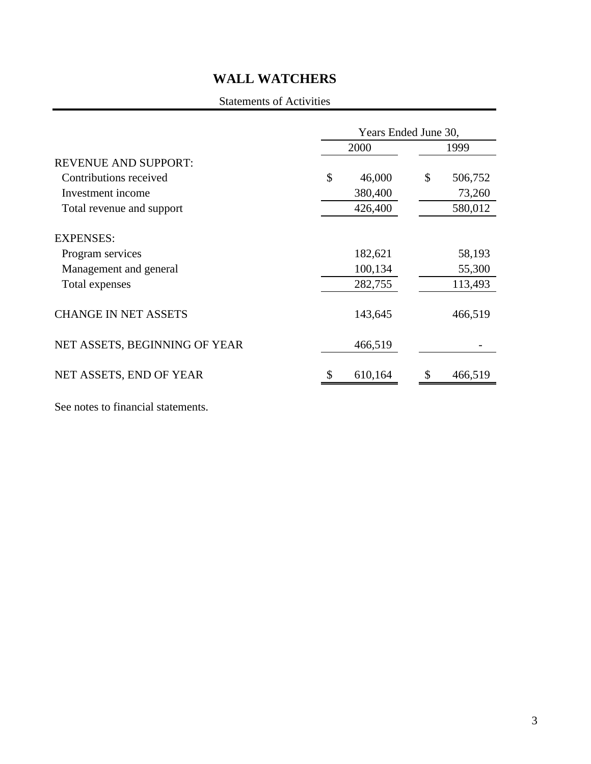# WALL WATCHERS

Statements of Activities

| | Years Ended June 30, | |
|---|---|---|
| | 2000 | 1999 |
| REVENUE AND SUPPORT: | | |
| Contributions received | $ 46,000 | $ 506,752 |
| Investment income | 380,400 | 73,260 |
| Total revenue and support | 426,400 | 580,012 |
| EXPENSES: | | |
| Program services | 182,621 | 58,193 |
| Management and general | 100,134 | 55,300 |
| Total expenses | 282,755 | 113,493 |
| CHANGE IN NET ASSETS | 143,645 | 466,519 |
| NET ASSETS, BEGINNING OF YEAR | 466,519 | - |
| NET ASSETS, END OF YEAR | $ 610,164 | $ 466,519 |

See notes to financial statements.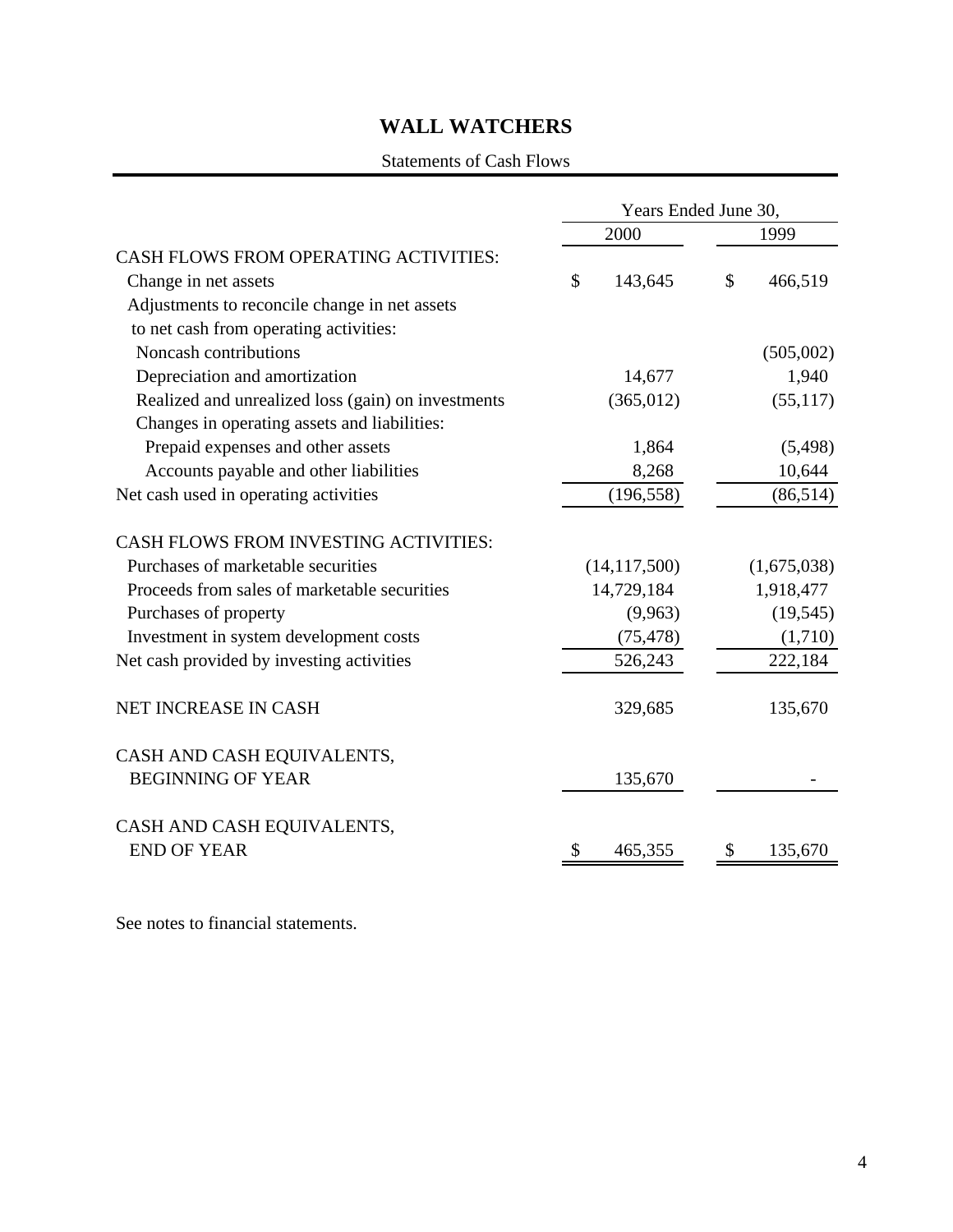# WALL WATCHERS

Statements of Cash Flows

| | Years Ended June 30, | |
|---|---|---|
| | 2000 | 1999 |
| CASH FLOWS FROM OPERATING ACTIVITIES: | | |
| Change in net assets | $ 143,645 | $ 466,519 |
| Adjustments to reconcile change in net assets to net cash from operating activities: | | |
| Noncash contributions | | (505,002) |
| Depreciation and amortization | 14,677 | 1,940 |
| Realized and unrealized loss (gain) on investments | (365,012) | (55,117) |
| Changes in operating assets and liabilities: | | |
| Prepaid expenses and other assets | 1,864 | (5,498) |
| Accounts payable and other liabilities | 8,268 | 10,644 |
| Net cash used in operating activities | (196,558) | (86,514) |
| CASH FLOWS FROM INVESTING ACTIVITIES: | | |
| Purchases of marketable securities | (14,117,500) | (1,675,038) |
| Proceeds from sales of marketable securities | 14,729,184 | 1,918,477 |
| Purchases of property | (9,963) | (19,545) |
| Investment in system development costs | (75,478) | (1,710) |
| Net cash provided by investing activities | 526,243 | 222,184 |
| NET INCREASE IN CASH | 329,685 | 135,670 |
| CASH AND CASH EQUIVALENTS, BEGINNING OF YEAR | 135,670 | - |
| CASH AND CASH EQUIVALENTS, END OF YEAR | $ 465,355 | $ 135,670 |

See notes to financial statements.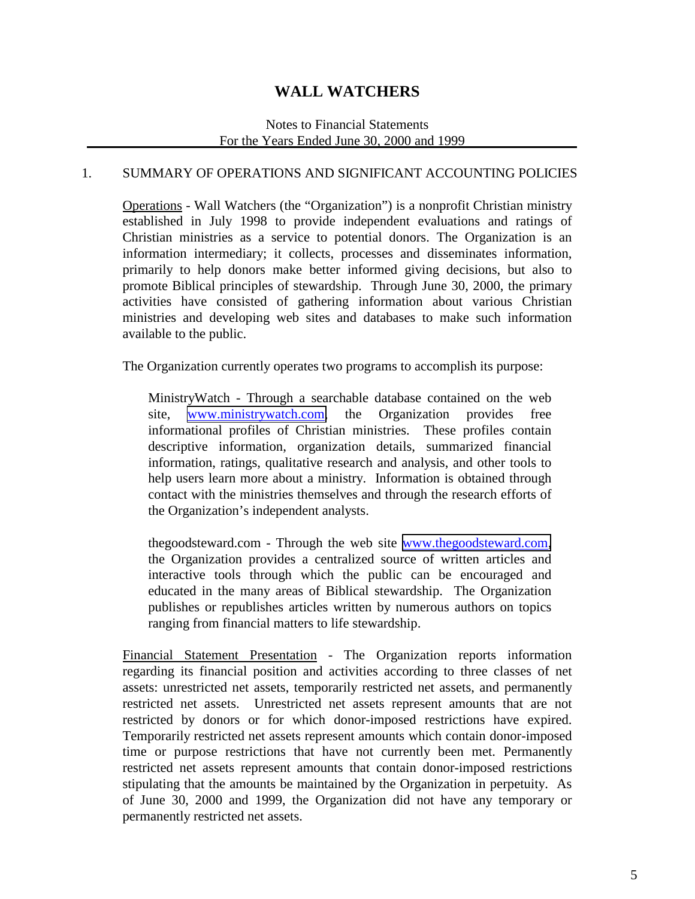# WALL WATCHERS

Notes to Financial Statements
For the Years Ended June 30, 2000 and 1999

1. SUMMARY OF OPERATIONS AND SIGNIFICANT ACCOUNTING POLICIES

Operations - Wall Watchers (the "Organization") is a nonprofit Christian ministry established in July 1998 to provide independent evaluations and ratings of Christian ministries as a service to potential donors. The Organization is an information intermediary; it collects, processes and disseminates information, primarily to help donors make better informed giving decisions, but also to promote Biblical principles of stewardship. Through June 30, 2000, the primary activities have consisted of gathering information about various Christian ministries and developing web sites and databases to make such information available to the public.

The Organization currently operates two programs to accomplish its purpose:

MinistryWatch - Through a searchable database contained on the web site, www.ministrywatch.com, the Organization provides free informational profiles of Christian ministries. These profiles contain descriptive information, organization details, summarized financial information, ratings, qualitative research and analysis, and other tools to help users learn more about a ministry. Information is obtained through contact with the ministries themselves and through the research efforts of the Organization's independent analysts.

thegoodsteward.com - Through the web site www.thegoodsteward.com, the Organization provides a centralized source of written articles and interactive tools through which the public can be encouraged and educated in the many areas of Biblical stewardship. The Organization publishes or republishes articles written by numerous authors on topics ranging from financial matters to life stewardship.

Financial Statement Presentation - The Organization reports information regarding its financial position and activities according to three classes of net assets: unrestricted net assets, temporarily restricted net assets, and permanently restricted net assets. Unrestricted net assets represent amounts that are not restricted by donors or for which donor-imposed restrictions have expired. Temporarily restricted net assets represent amounts which contain donor-imposed time or purpose restrictions that have not currently been met. Permanently restricted net assets represent amounts that contain donor-imposed restrictions stipulating that the amounts be maintained by the Organization in perpetuity. As of June 30, 2000 and 1999, the Organization did not have any temporary or permanently restricted net assets.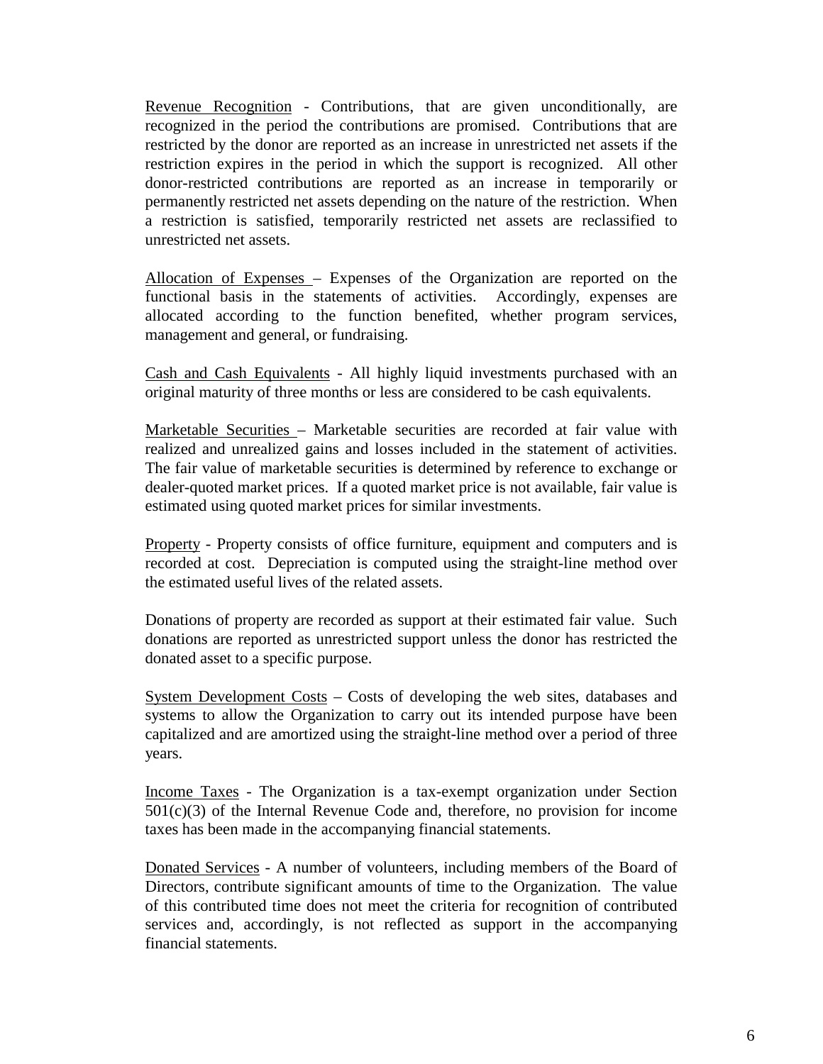Revenue Recognition - Contributions, that are given unconditionally, are recognized in the period the contributions are promised. Contributions that are restricted by the donor are reported as an increase in unrestricted net assets if the restriction expires in the period in which the support is recognized. All other donor-restricted contributions are reported as an increase in temporarily or permanently restricted net assets depending on the nature of the restriction. When a restriction is satisfied, temporarily restricted net assets are reclassified to unrestricted net assets.

Allocation of Expenses – Expenses of the Organization are reported on the functional basis in the statements of activities. Accordingly, expenses are allocated according to the function benefited, whether program services, management and general, or fundraising.

Cash and Cash Equivalents - All highly liquid investments purchased with an original maturity of three months or less are considered to be cash equivalents.

Marketable Securities – Marketable securities are recorded at fair value with realized and unrealized gains and losses included in the statement of activities. The fair value of marketable securities is determined by reference to exchange or dealer-quoted market prices. If a quoted market price is not available, fair value is estimated using quoted market prices for similar investments.

Property - Property consists of office furniture, equipment and computers and is recorded at cost. Depreciation is computed using the straight-line method over the estimated useful lives of the related assets.

Donations of property are recorded as support at their estimated fair value. Such donations are reported as unrestricted support unless the donor has restricted the donated asset to a specific purpose.

System Development Costs – Costs of developing the web sites, databases and systems to allow the Organization to carry out its intended purpose have been capitalized and are amortized using the straight-line method over a period of three years.

Income Taxes - The Organization is a tax-exempt organization under Section 501(c)(3) of the Internal Revenue Code and, therefore, no provision for income taxes has been made in the accompanying financial statements.

Donated Services - A number of volunteers, including members of the Board of Directors, contribute significant amounts of time to the Organization. The value of this contributed time does not meet the criteria for recognition of contributed services and, accordingly, is not reflected as support in the accompanying financial statements.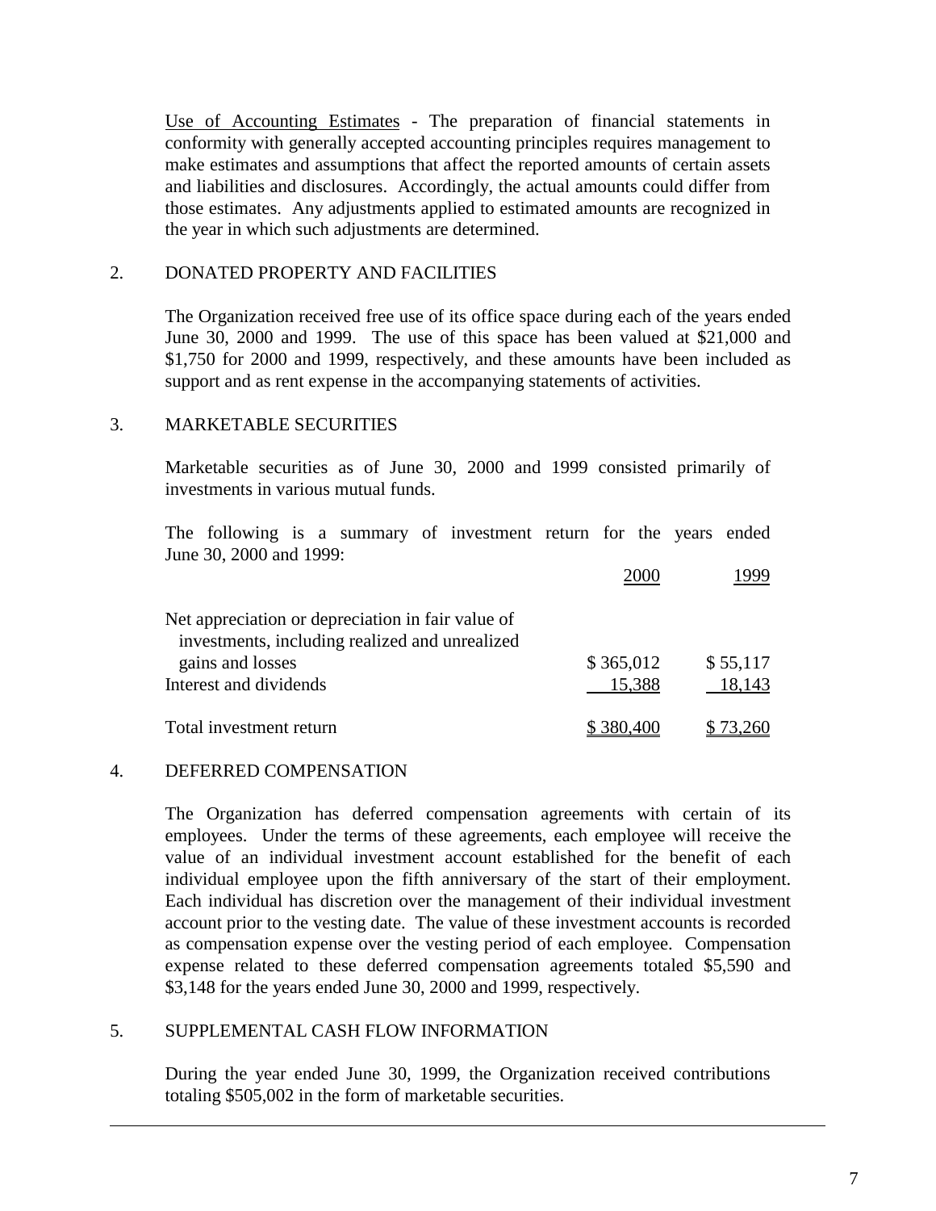Use of Accounting Estimates - The preparation of financial statements in conformity with generally accepted accounting principles requires management to make estimates and assumptions that affect the reported amounts of certain assets and liabilities and disclosures. Accordingly, the actual amounts could differ from those estimates. Any adjustments applied to estimated amounts are recognized in the year in which such adjustments are determined.

## 2. DONATED PROPERTY AND FACILITIES

The Organization received free use of its office space during each of the years ended June 30, 2000 and 1999. The use of this space has been valued at $21,000 and $1,750 for 2000 and 1999, respectively, and these amounts have been included as support and as rent expense in the accompanying statements of activities.

## 3. MARKETABLE SECURITIES

Marketable securities as of June 30, 2000 and 1999 consisted primarily of investments in various mutual funds.

The following is a summary of investment return for the years ended June 30, 2000 and 1999:

| | 2000 | 1999 |
|---|---|---|
| Net appreciation or depreciation in fair value of investments, including realized and unrealized gains and losses | $ 365,012 | $ 55,117 |
| Interest and dividends | 15,388 | 18,143 |
| Total investment return | $ 380,400 | $ 73,260 |

## 4. DEFERRED COMPENSATION

The Organization has deferred compensation agreements with certain of its employees. Under the terms of these agreements, each employee will receive the value of an individual investment account established for the benefit of each individual employee upon the fifth anniversary of the start of their employment. Each individual has discretion over the management of their individual investment account prior to the vesting date. The value of these investment accounts is recorded as compensation expense over the vesting period of each employee. Compensation expense related to these deferred compensation agreements totaled $5,590 and $3,148 for the years ended June 30, 2000 and 1999, respectively.

## 5. SUPPLEMENTAL CASH FLOW INFORMATION

During the year ended June 30, 1999, the Organization received contributions totaling $505,002 in the form of marketable securities.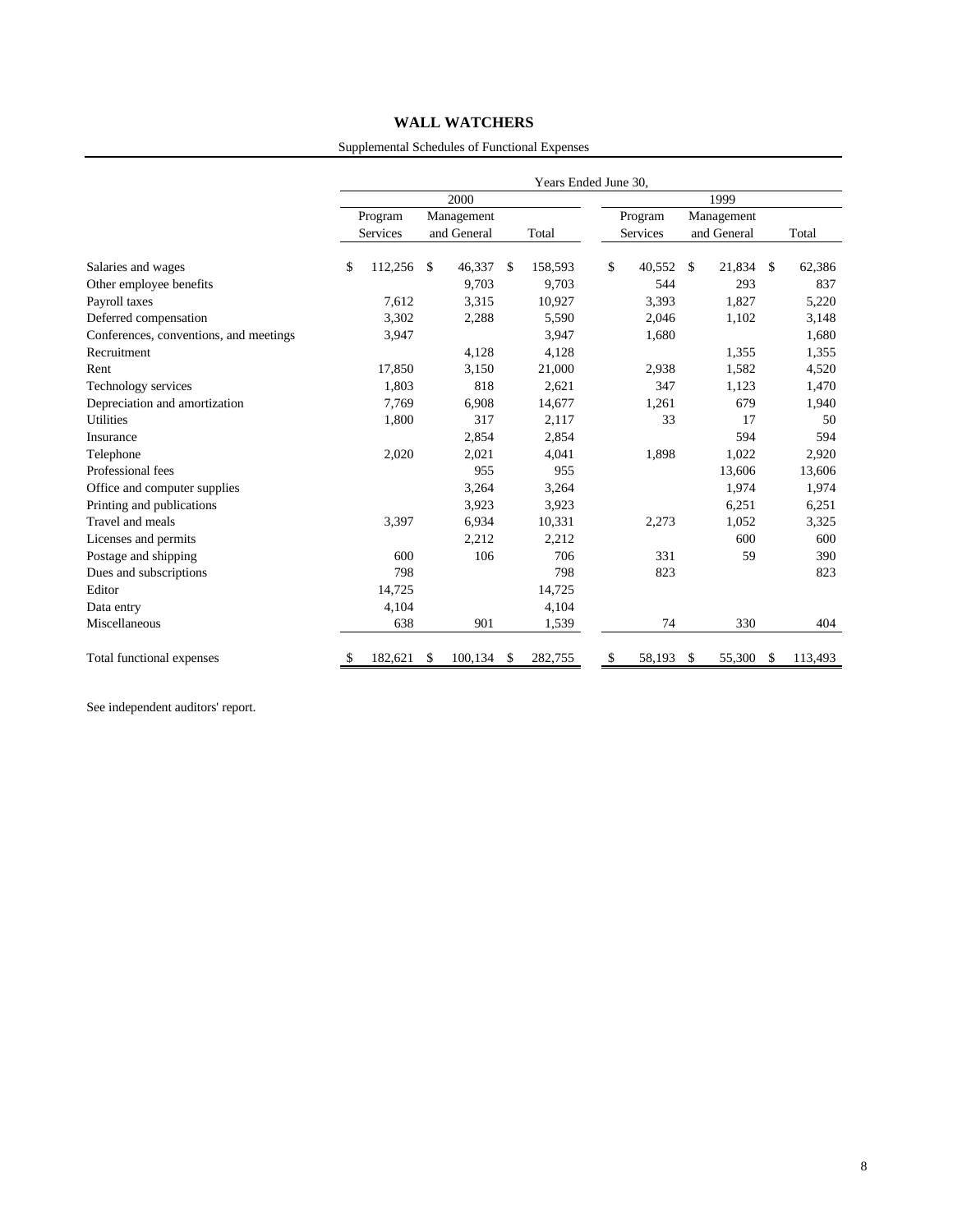# WALL WATCHERS

Supplemental Schedules of Functional Expenses

| | Years Ended June 30, | | | | | |
|---|---|---|---|---|---|---|
| | 2000 | | | 1999 | | |
| | Program Services | Management and General | Total | Program Services | Management and General | Total |
| Salaries and wages | $ 112,256 | $ 46,337 | $ 158,593 | $ 40,552 | $ 21,834 | $ 62,386 |
| Other employee benefits | | 9,703 | 9,703 | 544 | 293 | 837 |
| Payroll taxes | 7,612 | 3,315 | 10,927 | 3,393 | 1,827 | 5,220 |
| Deferred compensation | 3,302 | 2,288 | 5,590 | 2,046 | 1,102 | 3,148 |
| Conferences, conventions, and meetings | 3,947 | | 3,947 | 1,680 | | 1,680 |
| Recruitment | | 4,128 | 4,128 | | 1,355 | 1,355 |
| Rent | 17,850 | 3,150 | 21,000 | 2,938 | 1,582 | 4,520 |
| Technology services | 1,803 | 818 | 2,621 | 347 | 1,123 | 1,470 |
| Depreciation and amortization | 7,769 | 6,908 | 14,677 | 1,261 | 679 | 1,940 |
| Utilities | 1,800 | 317 | 2,117 | 33 | 17 | 50 |
| Insurance | | 2,854 | 2,854 | | 594 | 594 |
| Telephone | 2,020 | 2,021 | 4,041 | 1,898 | 1,022 | 2,920 |
| Professional fees | | 955 | 955 | | 13,606 | 13,606 |
| Office and computer supplies | | 3,264 | 3,264 | | 1,974 | 1,974 |
| Printing and publications | | 3,923 | 3,923 | | 6,251 | 6,251 |
| Travel and meals | 3,397 | 6,934 | 10,331 | 2,273 | 1,052 | 3,325 |
| Licenses and permits | | 2,212 | 2,212 | | 600 | 600 |
| Postage and shipping | 600 | 106 | 706 | 331 | 59 | 390 |
| Dues and subscriptions | 798 | | 798 | 823 | | 823 |
| Editor | 14,725 | | 14,725 | | | |
| Data entry | 4,104 | | 4,104 | | | |
| Miscellaneous | 638 | 901 | 1,539 | 74 | 330 | 404 |
| Total functional expenses | $ 182,621 | $ 100,134 | $ 282,755 | $ 58,193 | $ 55,300 | $ 113,493 |

See independent auditors' report.